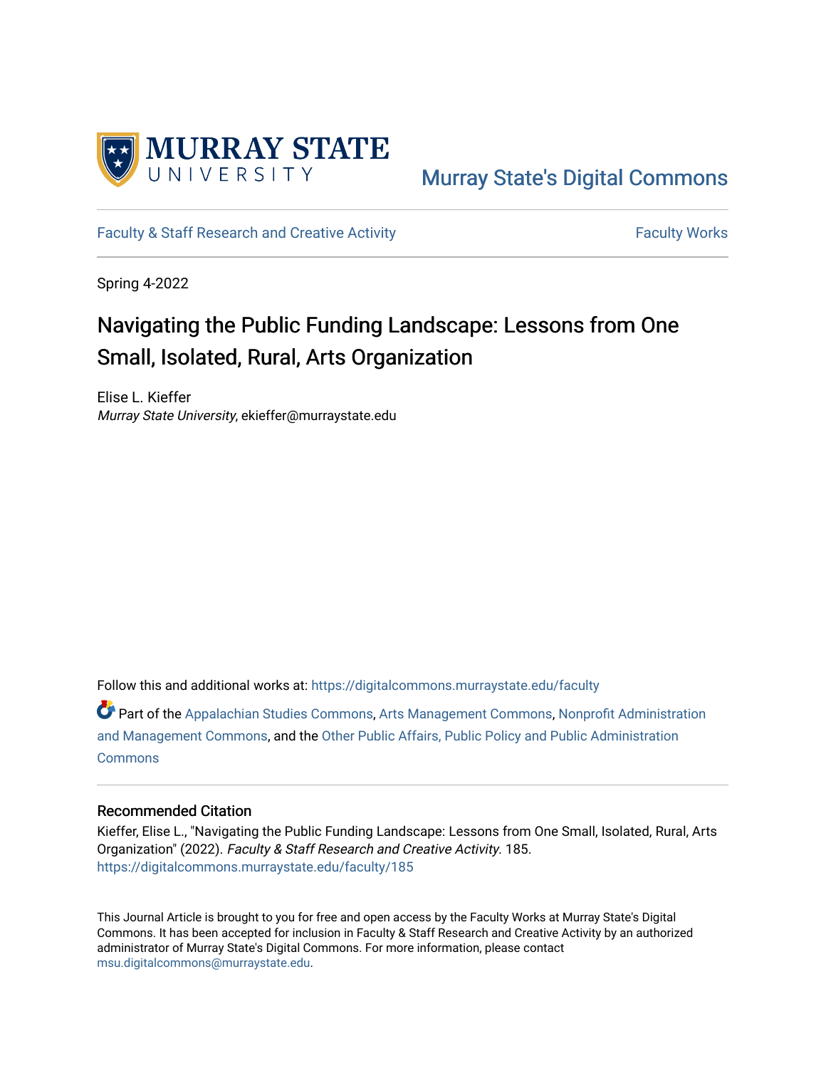Murray State's Digital Commons

Faculty & Staff Research and Creative Activity — Faculty Works

Spring 4-2022

# Navigating the Public Funding Landscape: Lessons from One Small, Isolated, Rural, Arts Organization

Elise L. Kieffer
*Murray State University*, ekieffer@murraystate.edu

Follow this and additional works at: https://digitalcommons.murraystate.edu/faculty

Part of the Appalachian Studies Commons, Arts Management Commons, Nonprofit Administration and Management Commons, and the Other Public Affairs, Public Policy and Public Administration Commons

## Recommended Citation

Kieffer, Elise L., "Navigating the Public Funding Landscape: Lessons from One Small, Isolated, Rural, Arts Organization" (2022). *Faculty & Staff Research and Creative Activity*. 185.
https://digitalcommons.murraystate.edu/faculty/185

This Journal Article is brought to you for free and open access by the Faculty Works at Murray State's Digital Commons. It has been accepted for inclusion in Faculty & Staff Research and Creative Activity by an authorized administrator of Murray State's Digital Commons. For more information, please contact msu.digitalcommons@murraystate.edu.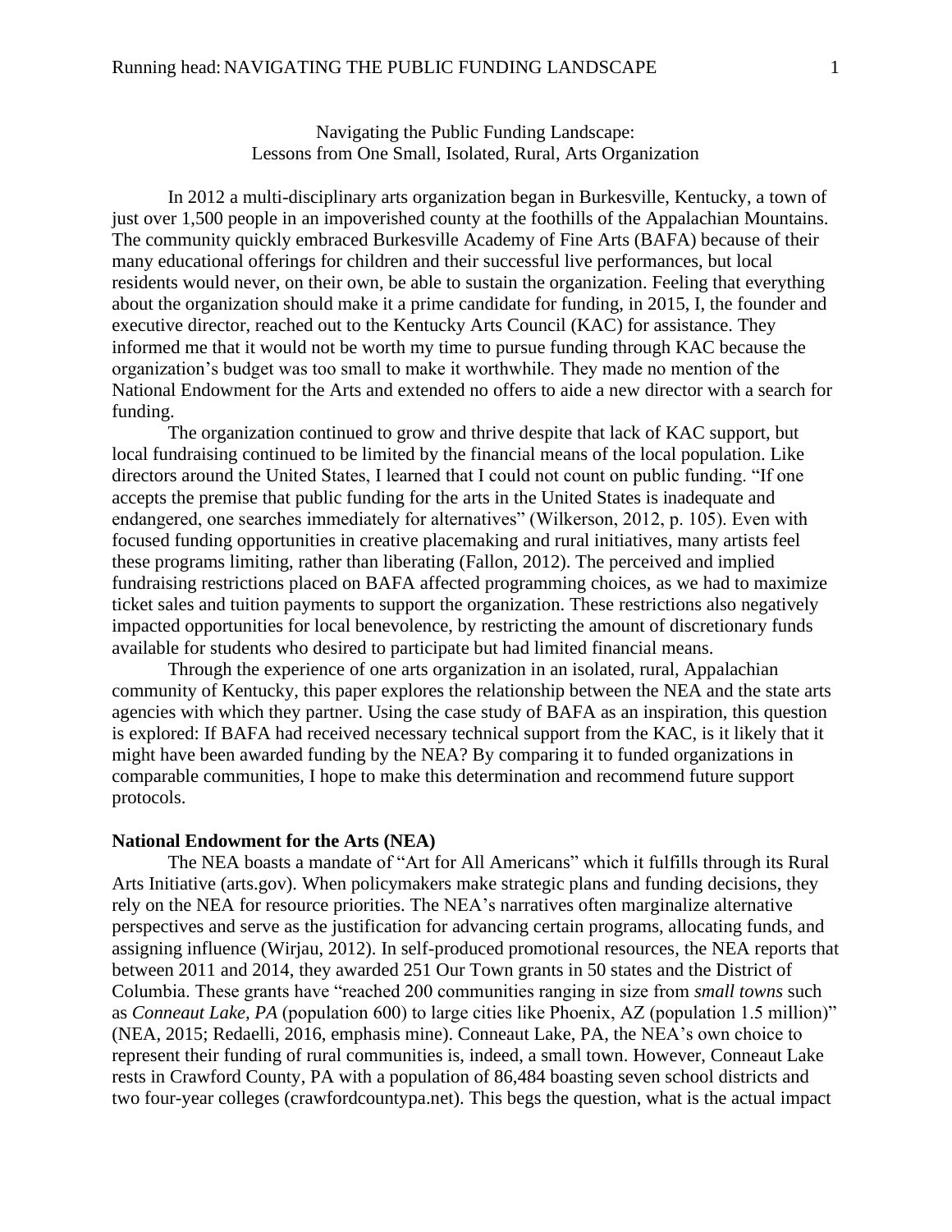Navigating the Public Funding Landscape:
Lessons from One Small, Isolated, Rural, Arts Organization

In 2012 a multi-disciplinary arts organization began in Burkesville, Kentucky, a town of just over 1,500 people in an impoverished county at the foothills of the Appalachian Mountains. The community quickly embraced Burkesville Academy of Fine Arts (BAFA) because of their many educational offerings for children and their successful live performances, but local residents would never, on their own, be able to sustain the organization. Feeling that everything about the organization should make it a prime candidate for funding, in 2015, I, the founder and executive director, reached out to the Kentucky Arts Council (KAC) for assistance. They informed me that it would not be worth my time to pursue funding through KAC because the organization's budget was too small to make it worthwhile. They made no mention of the National Endowment for the Arts and extended no offers to aide a new director with a search for funding.

The organization continued to grow and thrive despite that lack of KAC support, but local fundraising continued to be limited by the financial means of the local population. Like directors around the United States, I learned that I could not count on public funding. "If one accepts the premise that public funding for the arts in the United States is inadequate and endangered, one searches immediately for alternatives" (Wilkerson, 2012, p. 105). Even with focused funding opportunities in creative placemaking and rural initiatives, many artists feel these programs limiting, rather than liberating (Fallon, 2012). The perceived and implied fundraising restrictions placed on BAFA affected programming choices, as we had to maximize ticket sales and tuition payments to support the organization. These restrictions also negatively impacted opportunities for local benevolence, by restricting the amount of discretionary funds available for students who desired to participate but had limited financial means.

Through the experience of one arts organization in an isolated, rural, Appalachian community of Kentucky, this paper explores the relationship between the NEA and the state arts agencies with which they partner. Using the case study of BAFA as an inspiration, this question is explored: If BAFA had received necessary technical support from the KAC, is it likely that it might have been awarded funding by the NEA? By comparing it to funded organizations in comparable communities, I hope to make this determination and recommend future support protocols.

**National Endowment for the Arts (NEA)**

The NEA boasts a mandate of "Art for All Americans" which it fulfills through its Rural Arts Initiative (arts.gov). When policymakers make strategic plans and funding decisions, they rely on the NEA for resource priorities. The NEA's narratives often marginalize alternative perspectives and serve as the justification for advancing certain programs, allocating funds, and assigning influence (Wirjau, 2012). In self-produced promotional resources, the NEA reports that between 2011 and 2014, they awarded 251 Our Town grants in 50 states and the District of Columbia. These grants have "reached 200 communities ranging in size from *small towns* such as *Conneaut Lake, PA* (population 600) to large cities like Phoenix, AZ (population 1.5 million)" (NEA, 2015; Redaelli, 2016, emphasis mine). Conneaut Lake, PA, the NEA's own choice to represent their funding of rural communities is, indeed, a small town. However, Conneaut Lake rests in Crawford County, PA with a population of 86,484 boasting seven school districts and two four-year colleges (crawfordcountypa.net). This begs the question, what is the actual impact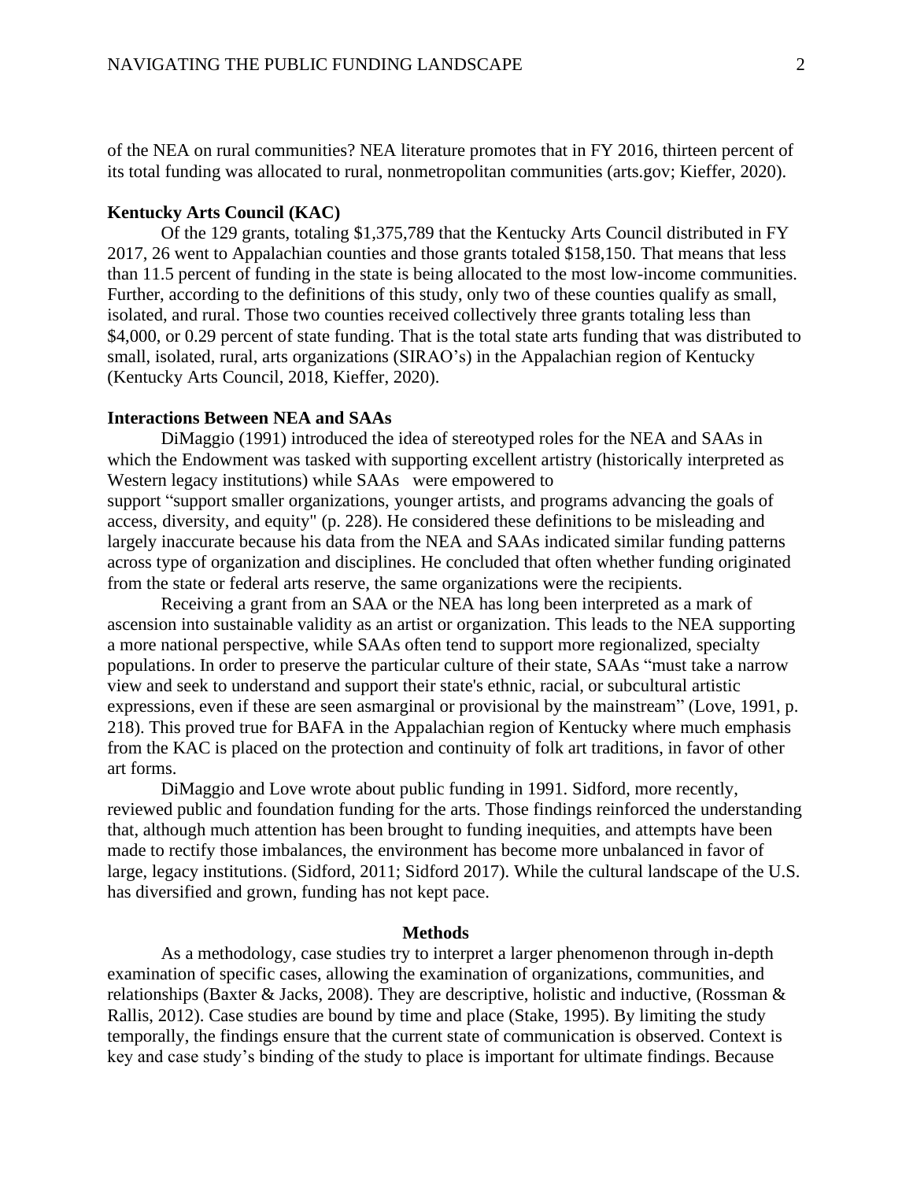of the NEA on rural communities? NEA literature promotes that in FY 2016, thirteen percent of its total funding was allocated to rural, nonmetropolitan communities (arts.gov; Kieffer, 2020).

**Kentucky Arts Council (KAC)**

Of the 129 grants, totaling $1,375,789 that the Kentucky Arts Council distributed in FY 2017, 26 went to Appalachian counties and those grants totaled $158,150. That means that less than 11.5 percent of funding in the state is being allocated to the most low-income communities. Further, according to the definitions of this study, only two of these counties qualify as small, isolated, and rural. Those two counties received collectively three grants totaling less than $4,000, or 0.29 percent of state funding. That is the total state arts funding that was distributed to small, isolated, rural, arts organizations (SIRAO's) in the Appalachian region of Kentucky (Kentucky Arts Council, 2018, Kieffer, 2020).

**Interactions Between NEA and SAAs**

DiMaggio (1991) introduced the idea of stereotyped roles for the NEA and SAAs in which the Endowment was tasked with supporting excellent artistry (historically interpreted as Western legacy institutions) while SAAs were empowered to support "support smaller organizations, younger artists, and programs advancing the goals of access, diversity, and equity" (p. 228). He considered these definitions to be misleading and largely inaccurate because his data from the NEA and SAAs indicated similar funding patterns across type of organization and disciplines. He concluded that often whether funding originated from the state or federal arts reserve, the same organizations were the recipients.

Receiving a grant from an SAA or the NEA has long been interpreted as a mark of ascension into sustainable validity as an artist or organization. This leads to the NEA supporting a more national perspective, while SAAs often tend to support more regionalized, specialty populations. In order to preserve the particular culture of their state, SAAs "must take a narrow view and seek to understand and support their state's ethnic, racial, or subcultural artistic expressions, even if these are seen asmarginal or provisional by the mainstream" (Love, 1991, p. 218). This proved true for BAFA in the Appalachian region of Kentucky where much emphasis from the KAC is placed on the protection and continuity of folk art traditions, in favor of other art forms.

DiMaggio and Love wrote about public funding in 1991. Sidford, more recently, reviewed public and foundation funding for the arts. Those findings reinforced the understanding that, although much attention has been brought to funding inequities, and attempts have been made to rectify those imbalances, the environment has become more unbalanced in favor of large, legacy institutions. (Sidford, 2011; Sidford 2017). While the cultural landscape of the U.S. has diversified and grown, funding has not kept pace.

## Methods

As a methodology, case studies try to interpret a larger phenomenon through in-depth examination of specific cases, allowing the examination of organizations, communities, and relationships (Baxter & Jacks, 2008). They are descriptive, holistic and inductive, (Rossman & Rallis, 2012). Case studies are bound by time and place (Stake, 1995). By limiting the study temporally, the findings ensure that the current state of communication is observed. Context is key and case study's binding of the study to place is important for ultimate findings. Because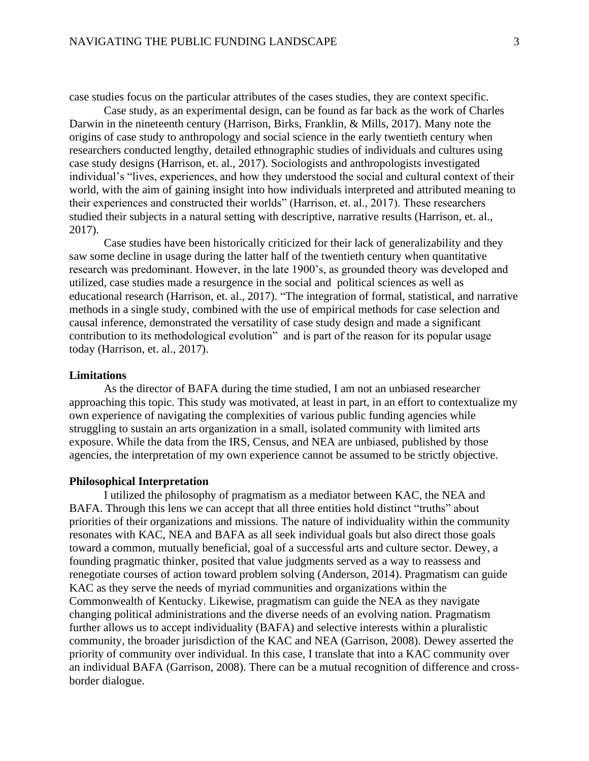case studies focus on the particular attributes of the cases studies, they are context specific.

Case study, as an experimental design, can be found as far back as the work of Charles Darwin in the nineteenth century (Harrison, Birks, Franklin, & Mills, 2017). Many note the origins of case study to anthropology and social science in the early twentieth century when researchers conducted lengthy, detailed ethnographic studies of individuals and cultures using case study designs (Harrison, et. al., 2017). Sociologists and anthropologists investigated individual's "lives, experiences, and how they understood the social and cultural context of their world, with the aim of gaining insight into how individuals interpreted and attributed meaning to their experiences and constructed their worlds" (Harrison, et. al., 2017). These researchers studied their subjects in a natural setting with descriptive, narrative results (Harrison, et. al., 2017).

Case studies have been historically criticized for their lack of generalizability and they saw some decline in usage during the latter half of the twentieth century when quantitative research was predominant. However, in the late 1900's, as grounded theory was developed and utilized, case studies made a resurgence in the social and political sciences as well as educational research (Harrison, et. al., 2017). "The integration of formal, statistical, and narrative methods in a single study, combined with the use of empirical methods for case selection and causal inference, demonstrated the versatility of case study design and made a significant contribution to its methodological evolution" and is part of the reason for its popular usage today (Harrison, et. al., 2017).

**Limitations**

As the director of BAFA during the time studied, I am not an unbiased researcher approaching this topic. This study was motivated, at least in part, in an effort to contextualize my own experience of navigating the complexities of various public funding agencies while struggling to sustain an arts organization in a small, isolated community with limited arts exposure. While the data from the IRS, Census, and NEA are unbiased, published by those agencies, the interpretation of my own experience cannot be assumed to be strictly objective.

**Philosophical Interpretation**

I utilized the philosophy of pragmatism as a mediator between KAC, the NEA and BAFA. Through this lens we can accept that all three entities hold distinct "truths" about priorities of their organizations and missions. The nature of individuality within the community resonates with KAC, NEA and BAFA as all seek individual goals but also direct those goals toward a common, mutually beneficial, goal of a successful arts and culture sector. Dewey, a founding pragmatic thinker, posited that value judgments served as a way to reassess and renegotiate courses of action toward problem solving (Anderson, 2014). Pragmatism can guide KAC as they serve the needs of myriad communities and organizations within the Commonwealth of Kentucky. Likewise, pragmatism can guide the NEA as they navigate changing political administrations and the diverse needs of an evolving nation. Pragmatism further allows us to accept individuality (BAFA) and selective interests within a pluralistic community, the broader jurisdiction of the KAC and NEA (Garrison, 2008). Dewey asserted the priority of community over individual. In this case, I translate that into a KAC community over an individual BAFA (Garrison, 2008). There can be a mutual recognition of difference and cross-border dialogue.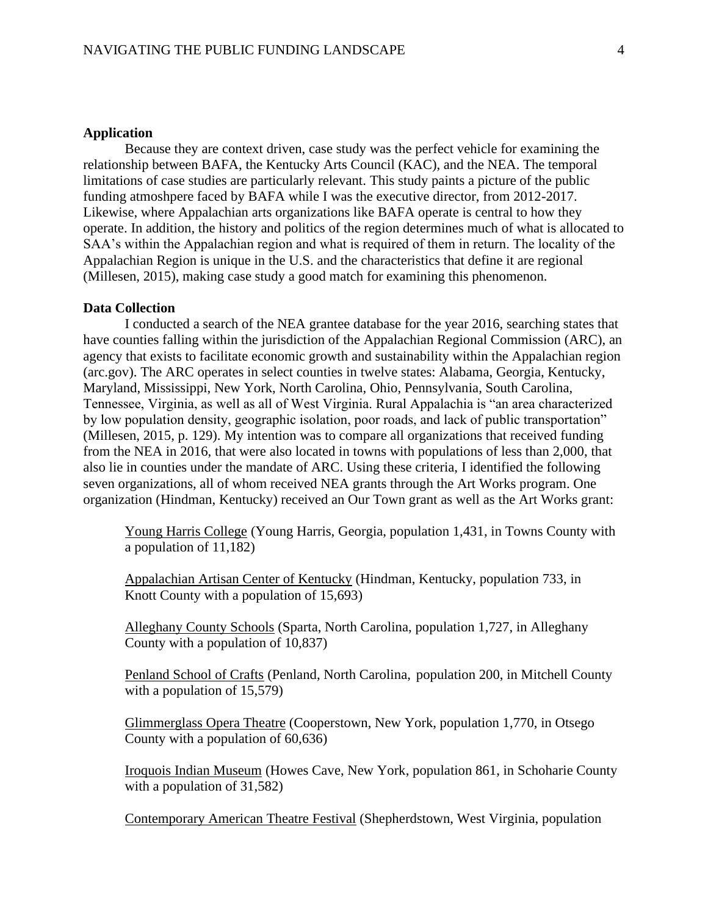## Application

Because they are context driven, case study was the perfect vehicle for examining the relationship between BAFA, the Kentucky Arts Council (KAC), and the NEA. The temporal limitations of case studies are particularly relevant. This study paints a picture of the public funding atmoshpere faced by BAFA while I was the executive director, from 2012-2017. Likewise, where Appalachian arts organizations like BAFA operate is central to how they operate. In addition, the history and politics of the region determines much of what is allocated to SAA's within the Appalachian region and what is required of them in return. The locality of the Appalachian Region is unique in the U.S. and the characteristics that define it are regional (Millesen, 2015), making case study a good match for examining this phenomenon.

## Data Collection

I conducted a search of the NEA grantee database for the year 2016, searching states that have counties falling within the jurisdiction of the Appalachian Regional Commission (ARC), an agency that exists to facilitate economic growth and sustainability within the Appalachian region (arc.gov). The ARC operates in select counties in twelve states: Alabama, Georgia, Kentucky, Maryland, Mississippi, New York, North Carolina, Ohio, Pennsylvania, South Carolina, Tennessee, Virginia, as well as all of West Virginia. Rural Appalachia is "an area characterized by low population density, geographic isolation, poor roads, and lack of public transportation" (Millesen, 2015, p. 129). My intention was to compare all organizations that received funding from the NEA in 2016, that were also located in towns with populations of less than 2,000, that also lie in counties under the mandate of ARC. Using these criteria, I identified the following seven organizations, all of whom received NEA grants through the Art Works program. One organization (Hindman, Kentucky) received an Our Town grant as well as the Art Works grant:

<u>Young Harris College</u> (Young Harris, Georgia, population 1,431, in Towns County with a population of 11,182)

<u>Appalachian Artisan Center of Kentucky</u> (Hindman, Kentucky, population 733, in Knott County with a population of 15,693)

<u>Alleghany County Schools</u> (Sparta, North Carolina, population 1,727, in Alleghany County with a population of 10,837)

<u>Penland School of Crafts</u> (Penland, North Carolina, population 200, in Mitchell County with a population of 15,579)

<u>Glimmerglass Opera Theatre</u> (Cooperstown, New York, population 1,770, in Otsego County with a population of 60,636)

<u>Iroquois Indian Museum</u> (Howes Cave, New York, population 861, in Schoharie County with a population of 31,582)

<u>Contemporary American Theatre Festival</u> (Shepherdstown, West Virginia, population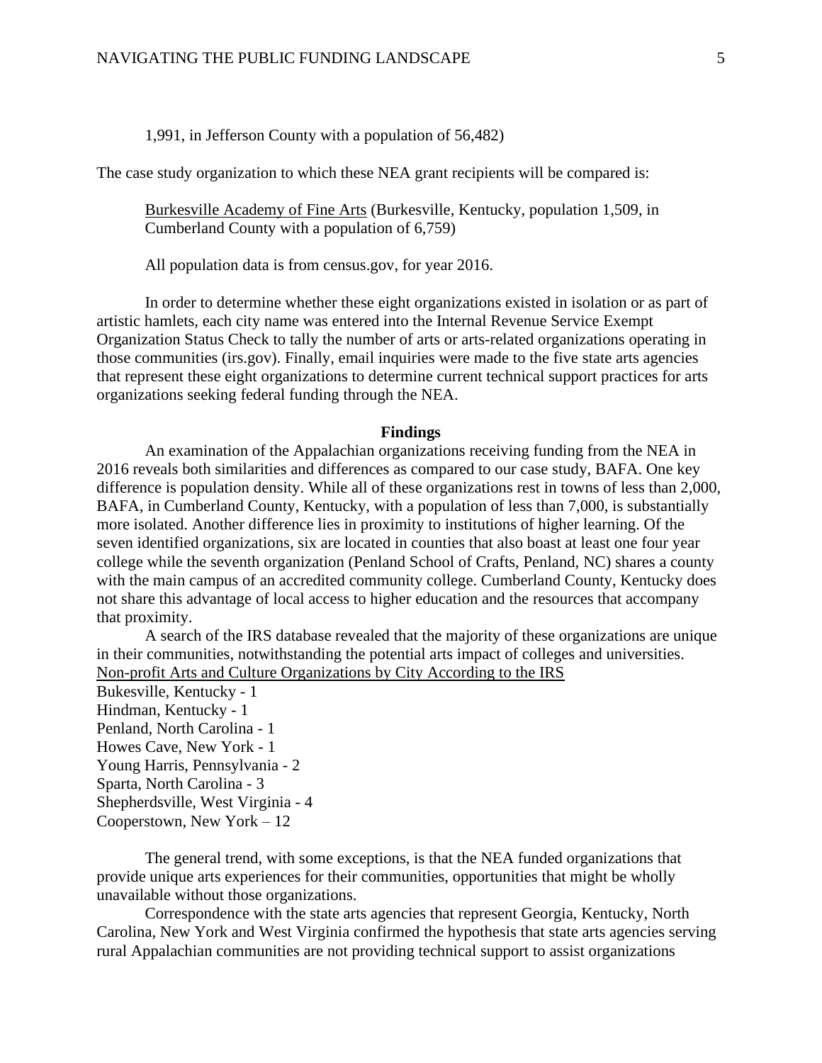1,991, in Jefferson County with a population of 56,482)

The case study organization to which these NEA grant recipients will be compared is:

> Burkesville Academy of Fine Arts (Burkesville, Kentucky, population 1,509, in Cumberland County with a population of 6,759)
>
> All population data is from census.gov, for year 2016.

In order to determine whether these eight organizations existed in isolation or as part of artistic hamlets, each city name was entered into the Internal Revenue Service Exempt Organization Status Check to tally the number of arts or arts-related organizations operating in those communities (irs.gov). Finally, email inquiries were made to the five state arts agencies that represent these eight organizations to determine current technical support practices for arts organizations seeking federal funding through the NEA.

## Findings

An examination of the Appalachian organizations receiving funding from the NEA in 2016 reveals both similarities and differences as compared to our case study, BAFA. One key difference is population density. While all of these organizations rest in towns of less than 2,000, BAFA, in Cumberland County, Kentucky, with a population of less than 7,000, is substantially more isolated. Another difference lies in proximity to institutions of higher learning. Of the seven identified organizations, six are located in counties that also boast at least one four year college while the seventh organization (Penland School of Crafts, Penland, NC) shares a county with the main campus of an accredited community college. Cumberland County, Kentucky does not share this advantage of local access to higher education and the resources that accompany that proximity.

A search of the IRS database revealed that the majority of these organizations are unique in their communities, notwithstanding the potential arts impact of colleges and universities.

Non-profit Arts and Culture Organizations by City According to the IRS

Bukesville, Kentucky - 1
Hindman, Kentucky - 1
Penland, North Carolina - 1
Howes Cave, New York - 1
Young Harris, Pennsylvania - 2
Sparta, North Carolina - 3
Shepherdsville, West Virginia - 4
Cooperstown, New York – 12

The general trend, with some exceptions, is that the NEA funded organizations that provide unique arts experiences for their communities, opportunities that might be wholly unavailable without those organizations.

Correspondence with the state arts agencies that represent Georgia, Kentucky, North Carolina, New York and West Virginia confirmed the hypothesis that state arts agencies serving rural Appalachian communities are not providing technical support to assist organizations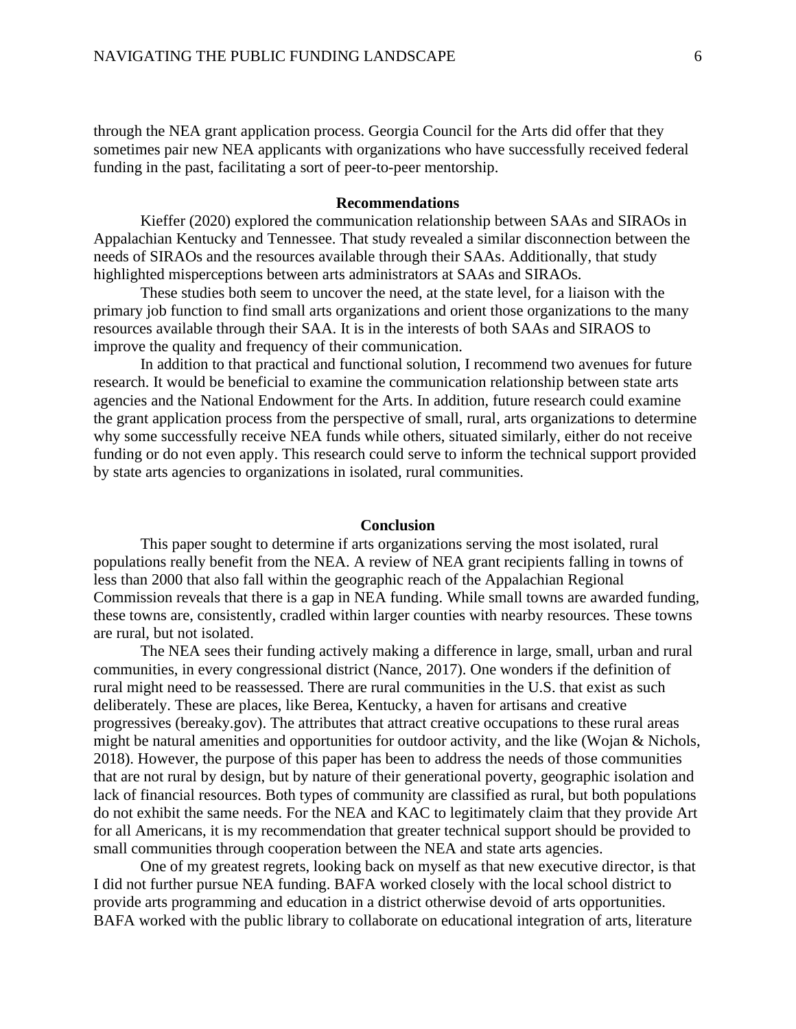through the NEA grant application process. Georgia Council for the Arts did offer that they sometimes pair new NEA applicants with organizations who have successfully received federal funding in the past, facilitating a sort of peer-to-peer mentorship.

## Recommendations

Kieffer (2020) explored the communication relationship between SAAs and SIRAOs in Appalachian Kentucky and Tennessee. That study revealed a similar disconnection between the needs of SIRAOs and the resources available through their SAAs. Additionally, that study highlighted misperceptions between arts administrators at SAAs and SIRAOs.

These studies both seem to uncover the need, at the state level, for a liaison with the primary job function to find small arts organizations and orient those organizations to the many resources available through their SAA. It is in the interests of both SAAs and SIRAOS to improve the quality and frequency of their communication.

In addition to that practical and functional solution, I recommend two avenues for future research. It would be beneficial to examine the communication relationship between state arts agencies and the National Endowment for the Arts. In addition, future research could examine the grant application process from the perspective of small, rural, arts organizations to determine why some successfully receive NEA funds while others, situated similarly, either do not receive funding or do not even apply. This research could serve to inform the technical support provided by state arts agencies to organizations in isolated, rural communities.

## Conclusion

This paper sought to determine if arts organizations serving the most isolated, rural populations really benefit from the NEA. A review of NEA grant recipients falling in towns of less than 2000 that also fall within the geographic reach of the Appalachian Regional Commission reveals that there is a gap in NEA funding. While small towns are awarded funding, these towns are, consistently, cradled within larger counties with nearby resources. These towns are rural, but not isolated.

The NEA sees their funding actively making a difference in large, small, urban and rural communities, in every congressional district (Nance, 2017). One wonders if the definition of rural might need to be reassessed. There are rural communities in the U.S. that exist as such deliberately. These are places, like Berea, Kentucky, a haven for artisans and creative progressives (bereaky.gov). The attributes that attract creative occupations to these rural areas might be natural amenities and opportunities for outdoor activity, and the like (Wojan & Nichols, 2018). However, the purpose of this paper has been to address the needs of those communities that are not rural by design, but by nature of their generational poverty, geographic isolation and lack of financial resources. Both types of community are classified as rural, but both populations do not exhibit the same needs. For the NEA and KAC to legitimately claim that they provide Art for all Americans, it is my recommendation that greater technical support should be provided to small communities through cooperation between the NEA and state arts agencies.

One of my greatest regrets, looking back on myself as that new executive director, is that I did not further pursue NEA funding. BAFA worked closely with the local school district to provide arts programming and education in a district otherwise devoid of arts opportunities. BAFA worked with the public library to collaborate on educational integration of arts, literature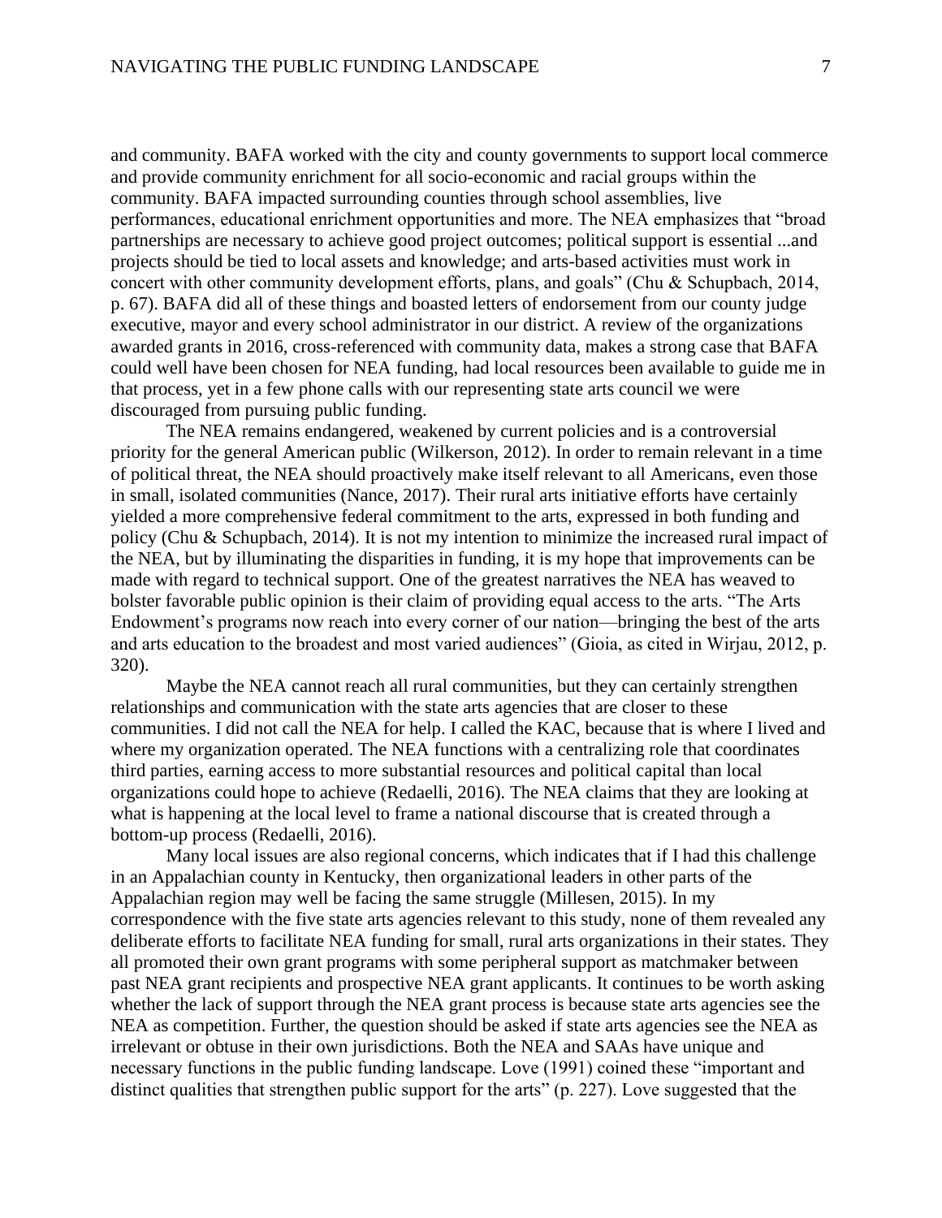and community. BAFA worked with the city and county governments to support local commerce and provide community enrichment for all socio-economic and racial groups within the community. BAFA impacted surrounding counties through school assemblies, live performances, educational enrichment opportunities and more. The NEA emphasizes that "broad partnerships are necessary to achieve good project outcomes; political support is essential ...and projects should be tied to local assets and knowledge; and arts-based activities must work in concert with other community development efforts, plans, and goals" (Chu & Schupbach, 2014, p. 67). BAFA did all of these things and boasted letters of endorsement from our county judge executive, mayor and every school administrator in our district. A review of the organizations awarded grants in 2016, cross-referenced with community data, makes a strong case that BAFA could well have been chosen for NEA funding, had local resources been available to guide me in that process, yet in a few phone calls with our representing state arts council we were discouraged from pursuing public funding.

The NEA remains endangered, weakened by current policies and is a controversial priority for the general American public (Wilkerson, 2012). In order to remain relevant in a time of political threat, the NEA should proactively make itself relevant to all Americans, even those in small, isolated communities (Nance, 2017). Their rural arts initiative efforts have certainly yielded a more comprehensive federal commitment to the arts, expressed in both funding and policy (Chu & Schupbach, 2014). It is not my intention to minimize the increased rural impact of the NEA, but by illuminating the disparities in funding, it is my hope that improvements can be made with regard to technical support. One of the greatest narratives the NEA has weaved to bolster favorable public opinion is their claim of providing equal access to the arts. "The Arts Endowment's programs now reach into every corner of our nation—bringing the best of the arts and arts education to the broadest and most varied audiences" (Gioia, as cited in Wirjau, 2012, p. 320).

Maybe the NEA cannot reach all rural communities, but they can certainly strengthen relationships and communication with the state arts agencies that are closer to these communities. I did not call the NEA for help. I called the KAC, because that is where I lived and where my organization operated. The NEA functions with a centralizing role that coordinates third parties, earning access to more substantial resources and political capital than local organizations could hope to achieve (Redaelli, 2016). The NEA claims that they are looking at what is happening at the local level to frame a national discourse that is created through a bottom-up process (Redaelli, 2016).

Many local issues are also regional concerns, which indicates that if I had this challenge in an Appalachian county in Kentucky, then organizational leaders in other parts of the Appalachian region may well be facing the same struggle (Millesen, 2015). In my correspondence with the five state arts agencies relevant to this study, none of them revealed any deliberate efforts to facilitate NEA funding for small, rural arts organizations in their states. They all promoted their own grant programs with some peripheral support as matchmaker between past NEA grant recipients and prospective NEA grant applicants. It continues to be worth asking whether the lack of support through the NEA grant process is because state arts agencies see the NEA as competition. Further, the question should be asked if state arts agencies see the NEA as irrelevant or obtuse in their own jurisdictions. Both the NEA and SAAs have unique and necessary functions in the public funding landscape. Love (1991) coined these "important and distinct qualities that strengthen public support for the arts" (p. 227). Love suggested that the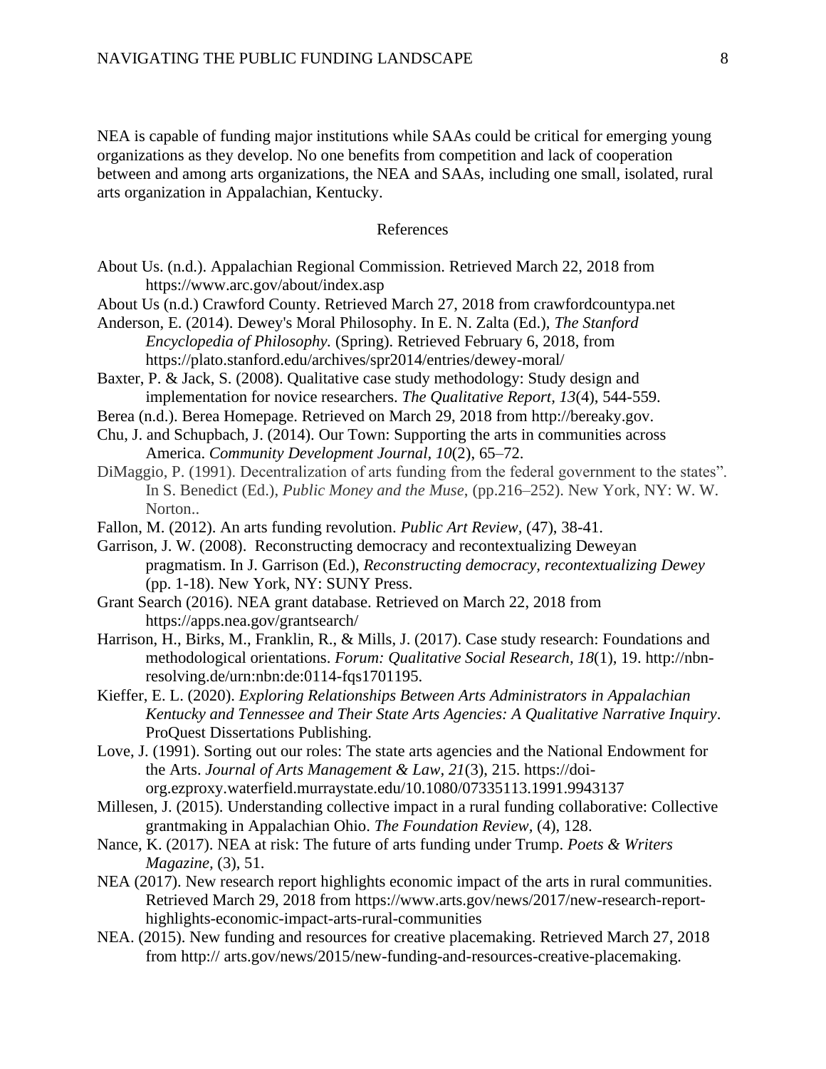NEA is capable of funding major institutions while SAAs could be critical for emerging young organizations as they develop. No one benefits from competition and lack of cooperation between and among arts organizations, the NEA and SAAs, including one small, isolated, rural arts organization in Appalachian, Kentucky.

## References

About Us. (n.d.). Appalachian Regional Commission. Retrieved March 22, 2018 from https://www.arc.gov/about/index.asp

About Us (n.d.) Crawford County. Retrieved March 27, 2018 from crawfordcountypa.net

Anderson, E. (2014). Dewey's Moral Philosophy. In E. N. Zalta (Ed.), *The Stanford Encyclopedia of Philosophy.* (Spring). Retrieved February 6, 2018, from https://plato.stanford.edu/archives/spr2014/entries/dewey-moral/

Baxter, P. & Jack, S. (2008). Qualitative case study methodology: Study design and implementation for novice researchers. *The Qualitative Report, 13*(4), 544-559.

Berea (n.d.). Berea Homepage. Retrieved on March 29, 2018 from http://bereaky.gov.

Chu, J. and Schupbach, J. (2014). Our Town: Supporting the arts in communities across America. *Community Development Journal, 10*(2), 65–72.

DiMaggio, P. (1991). Decentralization of arts funding from the federal government to the states". In S. Benedict (Ed.), *Public Money and the Muse*, (pp.216–252). New York, NY: W. W. Norton..

Fallon, M. (2012). An arts funding revolution. *Public Art Review*, (47), 38-41.

Garrison, J. W. (2008). Reconstructing democracy and recontextualizing Deweyan pragmatism. In J. Garrison (Ed.), *Reconstructing democracy, recontextualizing Dewey* (pp. 1-18). New York, NY: SUNY Press.

Grant Search (2016). NEA grant database. Retrieved on March 22, 2018 from https://apps.nea.gov/grantsearch/

Harrison, H., Birks, M., Franklin, R., & Mills, J. (2017). Case study research: Foundations and methodological orientations. *Forum: Qualitative Social Research, 18*(1), 19. http://nbn-resolving.de/urn:nbn:de:0114-fqs1701195.

Kieffer, E. L. (2020). *Exploring Relationships Between Arts Administrators in Appalachian Kentucky and Tennessee and Their State Arts Agencies: A Qualitative Narrative Inquiry*. ProQuest Dissertations Publishing.

Love, J. (1991). Sorting out our roles: The state arts agencies and the National Endowment for the Arts. *Journal of Arts Management & Law, 21*(3), 215. https://doi-org.ezproxy.waterfield.murraystate.edu/10.1080/07335113.1991.9943137

Millesen, J. (2015). Understanding collective impact in a rural funding collaborative: Collective grantmaking in Appalachian Ohio. *The Foundation Review*, (4), 128.

Nance, K. (2017). NEA at risk: The future of arts funding under Trump. *Poets & Writers Magazine*, (3), 51.

NEA (2017). New research report highlights economic impact of the arts in rural communities. Retrieved March 29, 2018 from https://www.arts.gov/news/2017/new-research-report-highlights-economic-impact-arts-rural-communities

NEA. (2015). New funding and resources for creative placemaking. Retrieved March 27, 2018 from http:// arts.gov/news/2015/new-funding-and-resources-creative-placemaking.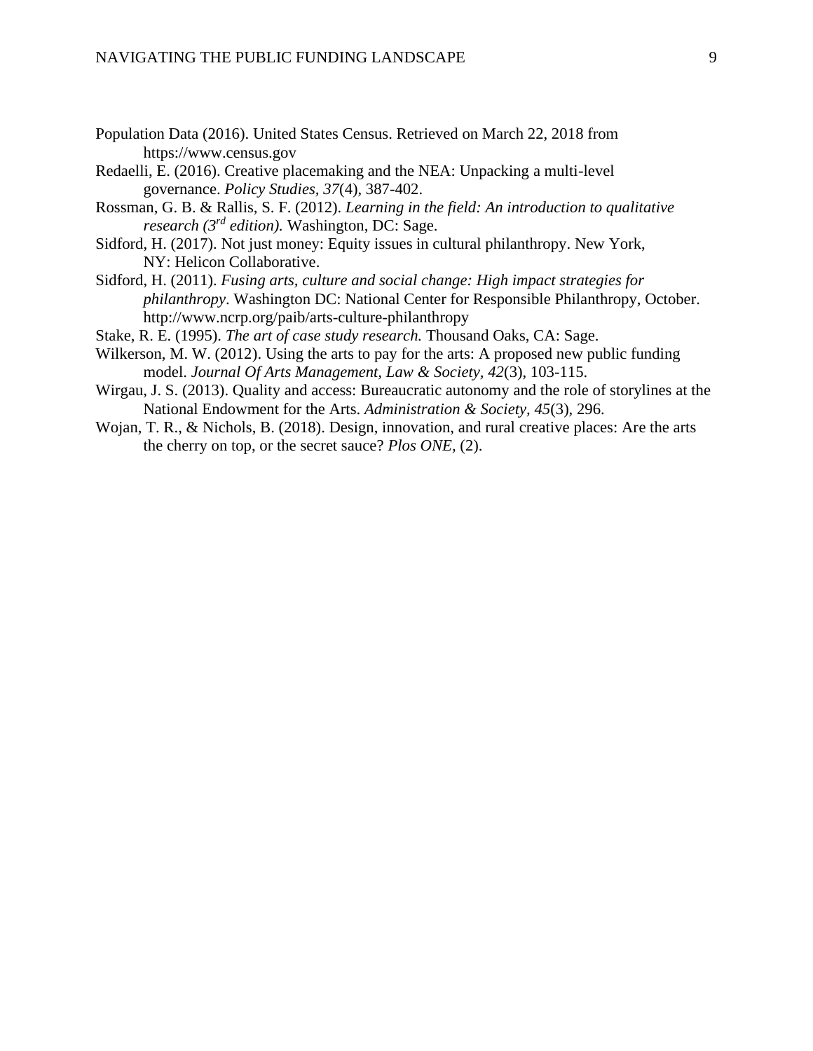Population Data (2016). United States Census. Retrieved on March 22, 2018 from https://www.census.gov

Redaelli, E. (2016). Creative placemaking and the NEA: Unpacking a multi-level governance. *Policy Studies*, *37*(4), 387-402.

Rossman, G. B. & Rallis, S. F. (2012). *Learning in the field: An introduction to qualitative research (3rd edition).* Washington, DC: Sage.

Sidford, H. (2017). Not just money: Equity issues in cultural philanthropy. New York, NY: Helicon Collaborative.

Sidford, H. (2011). *Fusing arts, culture and social change: High impact strategies for philanthropy*. Washington DC: National Center for Responsible Philanthropy, October. http://www.ncrp.org/paib/arts-culture-philanthropy

Stake, R. E. (1995). *The art of case study research.* Thousand Oaks, CA: Sage.

Wilkerson, M. W. (2012). Using the arts to pay for the arts: A proposed new public funding model. *Journal Of Arts Management, Law & Society*, *42*(3), 103-115.

Wirgau, J. S. (2013). Quality and access: Bureaucratic autonomy and the role of storylines at the National Endowment for the Arts. *Administration & Society*, *45*(3), 296.

Wojan, T. R., & Nichols, B. (2018). Design, innovation, and rural creative places: Are the arts the cherry on top, or the secret sauce? *Plos ONE*, (2).